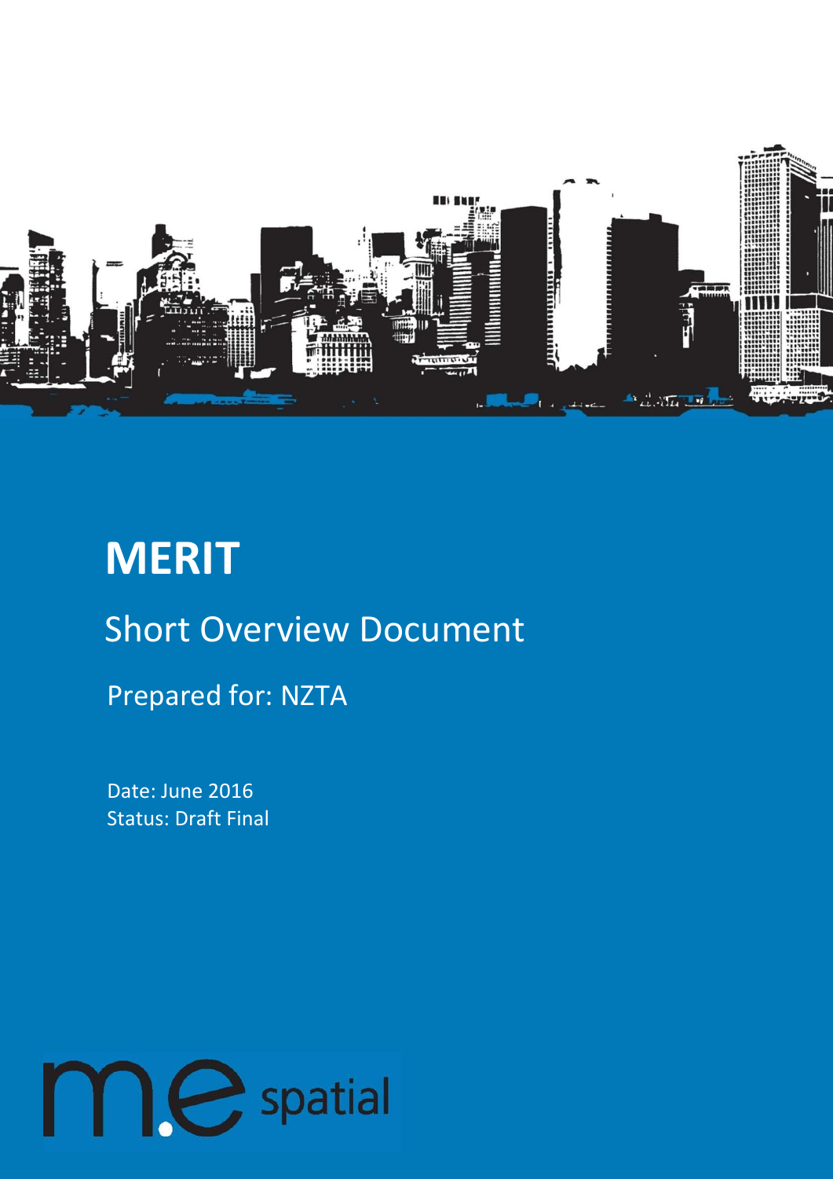# MERIT

## Short Overview Document

Prepared for: NZTA

Date: June 2016
Status: Draft Final

m.e spatial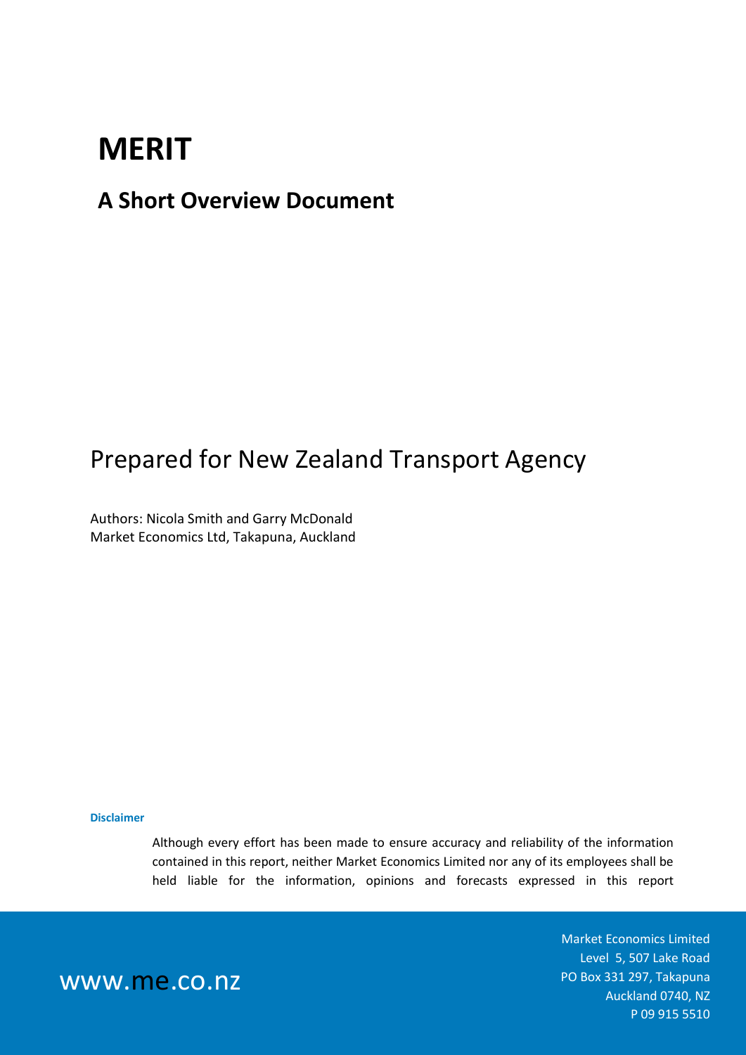# MERIT

## A Short Overview Document

Prepared for New Zealand Transport Agency

Authors: Nicola Smith and Garry McDonald
Market Economics Ltd, Takapuna, Auckland

**Disclaimer**

Although every effort has been made to ensure accuracy and reliability of the information contained in this report, neither Market Economics Limited nor any of its employees shall be held liable for the information, opinions and forecasts expressed in this report

www.me.co.nz

Market Economics Limited
Level 5, 507 Lake Road
PO Box 331 297, Takapuna
Auckland 0740, NZ
P 09 915 5510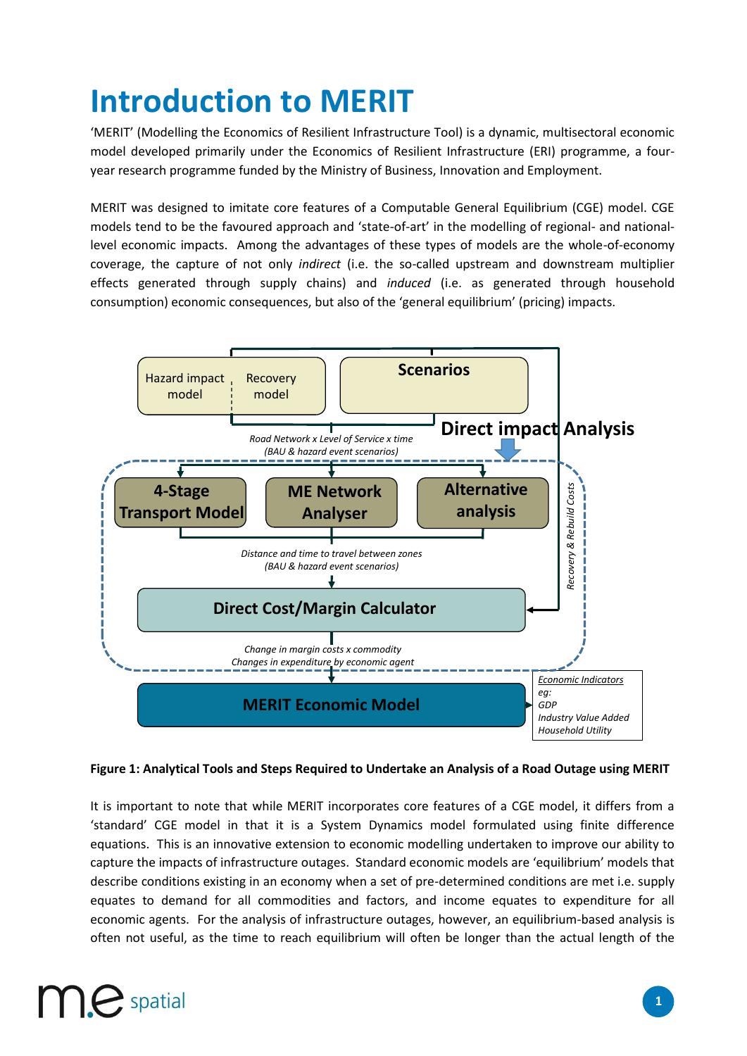# Introduction to MERIT

'MERIT' (Modelling the Economics of Resilient Infrastructure Tool) is a dynamic, multisectoral economic model developed primarily under the Economics of Resilient Infrastructure (ERI) programme, a four-year research programme funded by the Ministry of Business, Innovation and Employment.

MERIT was designed to imitate core features of a Computable General Equilibrium (CGE) model. CGE models tend to be the favoured approach and 'state-of-art' in the modelling of regional- and national-level economic impacts. Among the advantages of these types of models are the whole-of-economy coverage, the capture of not only *indirect* (i.e. the so-called upstream and downstream multiplier effects generated through supply chains) and *induced* (i.e. as generated through household consumption) economic consequences, but also of the 'general equilibrium' (pricing) impacts.

Hazard impact model | Recovery model

Scenarios

*Road Network x Level of Service x time (BAU & hazard event scenarios)*

**Direct impact Analysis**

4-Stage Transport Model | ME Network Analyser | Alternative analysis

*Recovery & Rebuild Costs*

*Distance and time to travel between zones (BAU & hazard event scenarios)*

Direct Cost/Margin Calculator

*Change in margin costs x commodity*
*Changes in expenditure by economic agent*

MERIT Economic Model

*Economic Indicators*
*eg:*
*GDP*
*Industry Value Added*
*Household Utility*

**Figure 1: Analytical Tools and Steps Required to Undertake an Analysis of a Road Outage using MERIT**

It is important to note that while MERIT incorporates core features of a CGE model, it differs from a 'standard' CGE model in that it is a System Dynamics model formulated using finite difference equations. This is an innovative extension to economic modelling undertaken to improve our ability to capture the impacts of infrastructure outages. Standard economic models are 'equilibrium' models that describe conditions existing in an economy when a set of pre-determined conditions are met i.e. supply equates to demand for all commodities and factors, and income equates to expenditure for all economic agents. For the analysis of infrastructure outages, however, an equilibrium-based analysis is often not useful, as the time to reach equilibrium will often be longer than the actual length of the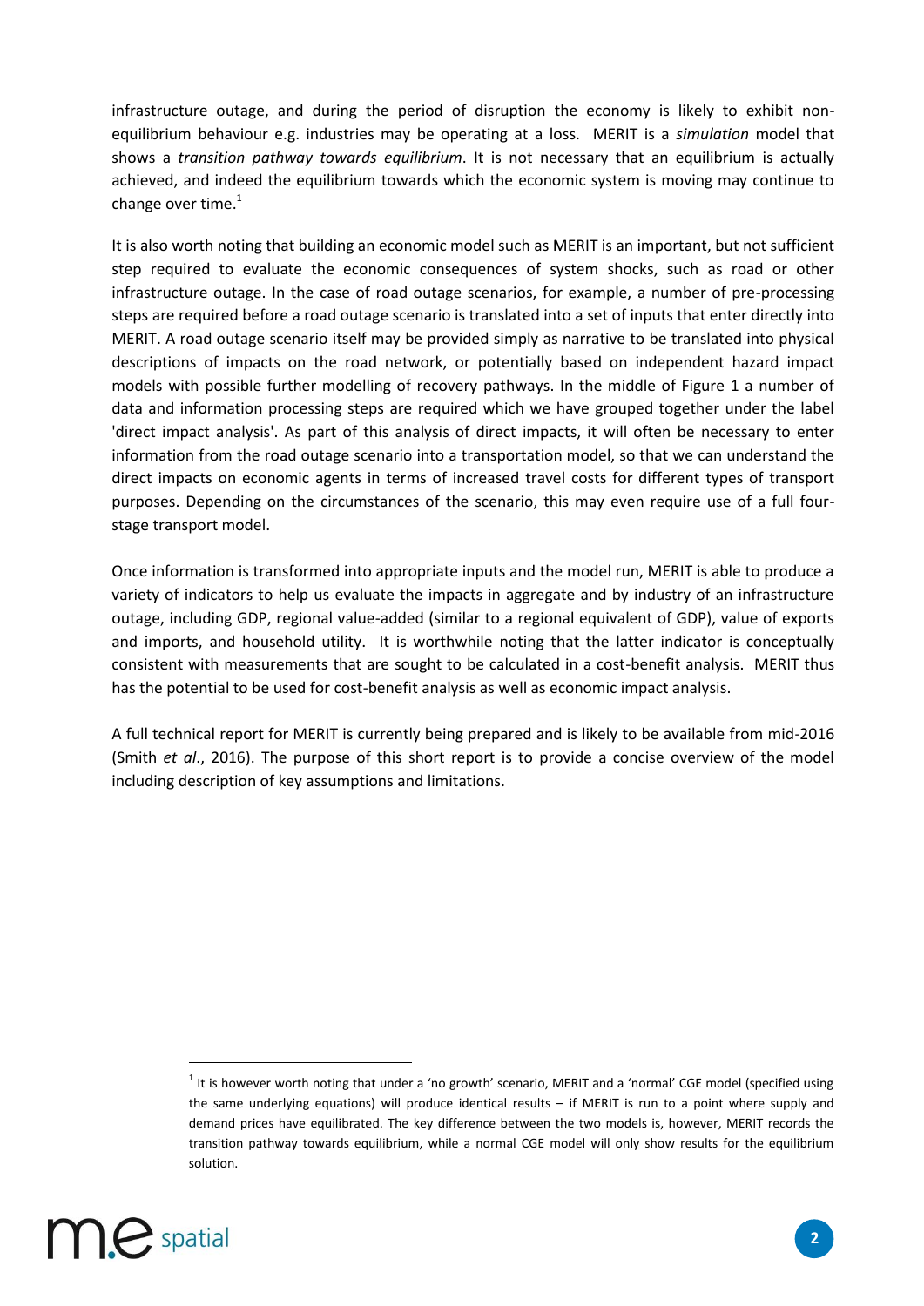infrastructure outage, and during the period of disruption the economy is likely to exhibit non-equilibrium behaviour e.g. industries may be operating at a loss. MERIT is a *simulation* model that shows a *transition pathway towards equilibrium*. It is not necessary that an equilibrium is actually achieved, and indeed the equilibrium towards which the economic system is moving may continue to change over time.[1]

It is also worth noting that building an economic model such as MERIT is an important, but not sufficient step required to evaluate the economic consequences of system shocks, such as road or other infrastructure outage. In the case of road outage scenarios, for example, a number of pre-processing steps are required before a road outage scenario is translated into a set of inputs that enter directly into MERIT. A road outage scenario itself may be provided simply as narrative to be translated into physical descriptions of impacts on the road network, or potentially based on independent hazard impact models with possible further modelling of recovery pathways. In the middle of Figure 1 a number of data and information processing steps are required which we have grouped together under the label 'direct impact analysis'. As part of this analysis of direct impacts, it will often be necessary to enter information from the road outage scenario into a transportation model, so that we can understand the direct impacts on economic agents in terms of increased travel costs for different types of transport purposes. Depending on the circumstances of the scenario, this may even require use of a full four-stage transport model.

Once information is transformed into appropriate inputs and the model run, MERIT is able to produce a variety of indicators to help us evaluate the impacts in aggregate and by industry of an infrastructure outage, including GDP, regional value-added (similar to a regional equivalent of GDP), value of exports and imports, and household utility. It is worthwhile noting that the latter indicator is conceptually consistent with measurements that are sought to be calculated in a cost-benefit analysis. MERIT thus has the potential to be used for cost-benefit analysis as well as economic impact analysis.

A full technical report for MERIT is currently being prepared and is likely to be available from mid-2016 (Smith *et al*., 2016). The purpose of this short report is to provide a concise overview of the model including description of key assumptions and limitations.

[1] It is however worth noting that under a 'no growth' scenario, MERIT and a 'normal' CGE model (specified using the same underlying equations) will produce identical results – if MERIT is run to a point where supply and demand prices have equilibrated. The key difference between the two models is, however, MERIT records the transition pathway towards equilibrium, while a normal CGE model will only show results for the equilibrium solution.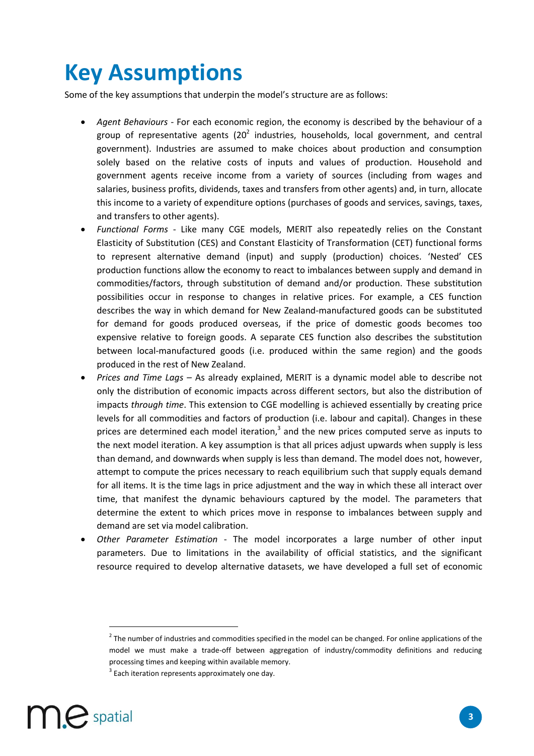# Key Assumptions

Some of the key assumptions that underpin the model's structure are as follows:

- *Agent Behaviours* - For each economic region, the economy is described by the behaviour of a group of representative agents (20[2] industries, households, local government, and central government). Industries are assumed to make choices about production and consumption solely based on the relative costs of inputs and values of production. Household and government agents receive income from a variety of sources (including from wages and salaries, business profits, dividends, taxes and transfers from other agents) and, in turn, allocate this income to a variety of expenditure options (purchases of goods and services, savings, taxes, and transfers to other agents).
- *Functional Forms* - Like many CGE models, MERIT also repeatedly relies on the Constant Elasticity of Substitution (CES) and Constant Elasticity of Transformation (CET) functional forms to represent alternative demand (input) and supply (production) choices. 'Nested' CES production functions allow the economy to react to imbalances between supply and demand in commodities/factors, through substitution of demand and/or production. These substitution possibilities occur in response to changes in relative prices. For example, a CES function describes the way in which demand for New Zealand-manufactured goods can be substituted for demand for goods produced overseas, if the price of domestic goods becomes too expensive relative to foreign goods. A separate CES function also describes the substitution between local-manufactured goods (i.e. produced within the same region) and the goods produced in the rest of New Zealand.
- *Prices and Time Lags* – As already explained, MERIT is a dynamic model able to describe not only the distribution of economic impacts across different sectors, but also the distribution of impacts *through time*. This extension to CGE modelling is achieved essentially by creating price levels for all commodities and factors of production (i.e. labour and capital). Changes in these prices are determined each model iteration,[3] and the new prices computed serve as inputs to the next model iteration. A key assumption is that all prices adjust upwards when supply is less than demand, and downwards when supply is less than demand. The model does not, however, attempt to compute the prices necessary to reach equilibrium such that supply equals demand for all items. It is the time lags in price adjustment and the way in which these all interact over time, that manifest the dynamic behaviours captured by the model. The parameters that determine the extent to which prices move in response to imbalances between supply and demand are set via model calibration.
- *Other Parameter Estimation* - The model incorporates a large number of other input parameters. Due to limitations in the availability of official statistics, and the significant resource required to develop alternative datasets, we have developed a full set of economic

---

[2] The number of industries and commodities specified in the model can be changed. For online applications of the model we must make a trade-off between aggregation of industry/commodity definitions and reducing processing times and keeping within available memory.

[3] Each iteration represents approximately one day.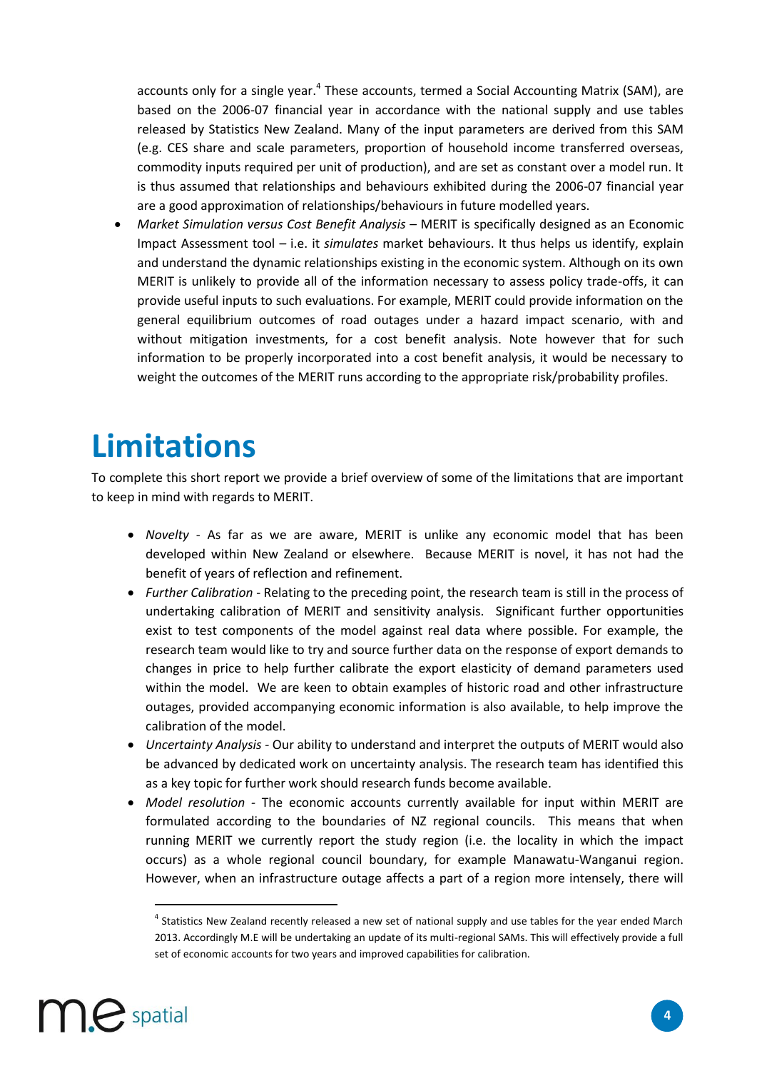accounts only for a single year.[4] These accounts, termed a Social Accounting Matrix (SAM), are based on the 2006-07 financial year in accordance with the national supply and use tables released by Statistics New Zealand. Many of the input parameters are derived from this SAM (e.g. CES share and scale parameters, proportion of household income transferred overseas, commodity inputs required per unit of production), and are set as constant over a model run. It is thus assumed that relationships and behaviours exhibited during the 2006-07 financial year are a good approximation of relationships/behaviours in future modelled years.

- *Market Simulation versus Cost Benefit Analysis* – MERIT is specifically designed as an Economic Impact Assessment tool – i.e. it *simulates* market behaviours. It thus helps us identify, explain and understand the dynamic relationships existing in the economic system. Although on its own MERIT is unlikely to provide all of the information necessary to assess policy trade-offs, it can provide useful inputs to such evaluations. For example, MERIT could provide information on the general equilibrium outcomes of road outages under a hazard impact scenario, with and without mitigation investments, for a cost benefit analysis. Note however that for such information to be properly incorporated into a cost benefit analysis, it would be necessary to weight the outcomes of the MERIT runs according to the appropriate risk/probability profiles.

# Limitations

To complete this short report we provide a brief overview of some of the limitations that are important to keep in mind with regards to MERIT.

- *Novelty* - As far as we are aware, MERIT is unlike any economic model that has been developed within New Zealand or elsewhere. Because MERIT is novel, it has not had the benefit of years of reflection and refinement.
- *Further Calibration* - Relating to the preceding point, the research team is still in the process of undertaking calibration of MERIT and sensitivity analysis. Significant further opportunities exist to test components of the model against real data where possible. For example, the research team would like to try and source further data on the response of export demands to changes in price to help further calibrate the export elasticity of demand parameters used within the model. We are keen to obtain examples of historic road and other infrastructure outages, provided accompanying economic information is also available, to help improve the calibration of the model.
- *Uncertainty Analysis* - Our ability to understand and interpret the outputs of MERIT would also be advanced by dedicated work on uncertainty analysis. The research team has identified this as a key topic for further work should research funds become available.
- *Model resolution* - The economic accounts currently available for input within MERIT are formulated according to the boundaries of NZ regional councils. This means that when running MERIT we currently report the study region (i.e. the locality in which the impact occurs) as a whole regional council boundary, for example Manawatu-Wanganui region. However, when an infrastructure outage affects a part of a region more intensely, there will

[4] Statistics New Zealand recently released a new set of national supply and use tables for the year ended March 2013. Accordingly M.E will be undertaking an update of its multi-regional SAMs. This will effectively provide a full set of economic accounts for two years and improved capabilities for calibration.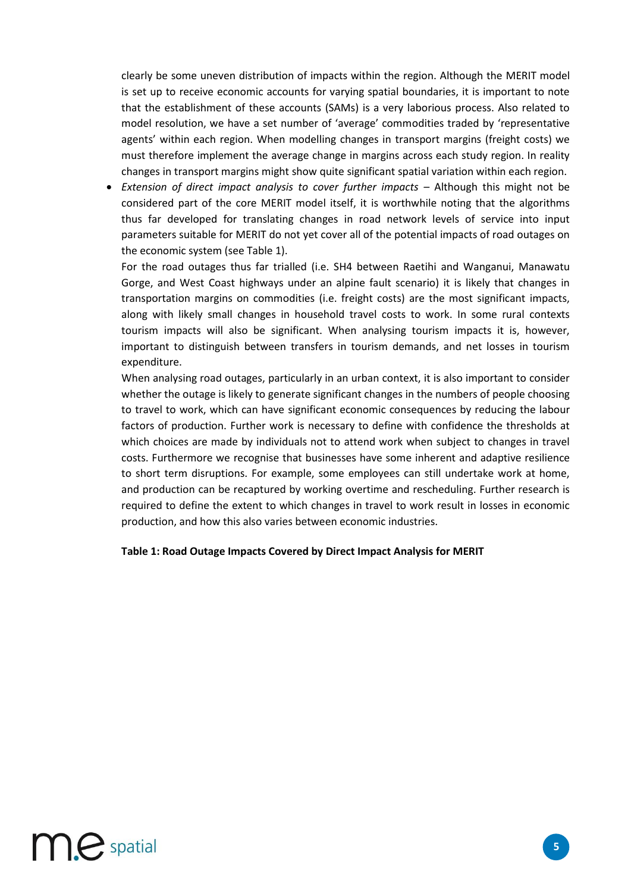clearly be some uneven distribution of impacts within the region. Although the MERIT model is set up to receive economic accounts for varying spatial boundaries, it is important to note that the establishment of these accounts (SAMs) is a very laborious process. Also related to model resolution, we have a set number of 'average' commodities traded by 'representative agents' within each region. When modelling changes in transport margins (freight costs) we must therefore implement the average change in margins across each study region. In reality changes in transport margins might show quite significant spatial variation within each region.

- *Extension of direct impact analysis to cover further impacts* – Although this might not be considered part of the core MERIT model itself, it is worthwhile noting that the algorithms thus far developed for translating changes in road network levels of service into input parameters suitable for MERIT do not yet cover all of the potential impacts of road outages on the economic system (see Table 1).

  For the road outages thus far trialled (i.e. SH4 between Raetihi and Wanganui, Manawatu Gorge, and West Coast highways under an alpine fault scenario) it is likely that changes in transportation margins on commodities (i.e. freight costs) are the most significant impacts, along with likely small changes in household travel costs to work. In some rural contexts tourism impacts will also be significant. When analysing tourism impacts it is, however, important to distinguish between transfers in tourism demands, and net losses in tourism expenditure.

  When analysing road outages, particularly in an urban context, it is also important to consider whether the outage is likely to generate significant changes in the numbers of people choosing to travel to work, which can have significant economic consequences by reducing the labour factors of production. Further work is necessary to define with confidence the thresholds at which choices are made by individuals not to attend work when subject to changes in travel costs. Furthermore we recognise that businesses have some inherent and adaptive resilience to short term disruptions. For example, some employees can still undertake work at home, and production can be recaptured by working overtime and rescheduling. Further research is required to define the extent to which changes in travel to work result in losses in economic production, and how this also varies between economic industries.

**Table 1: Road Outage Impacts Covered by Direct Impact Analysis for MERIT**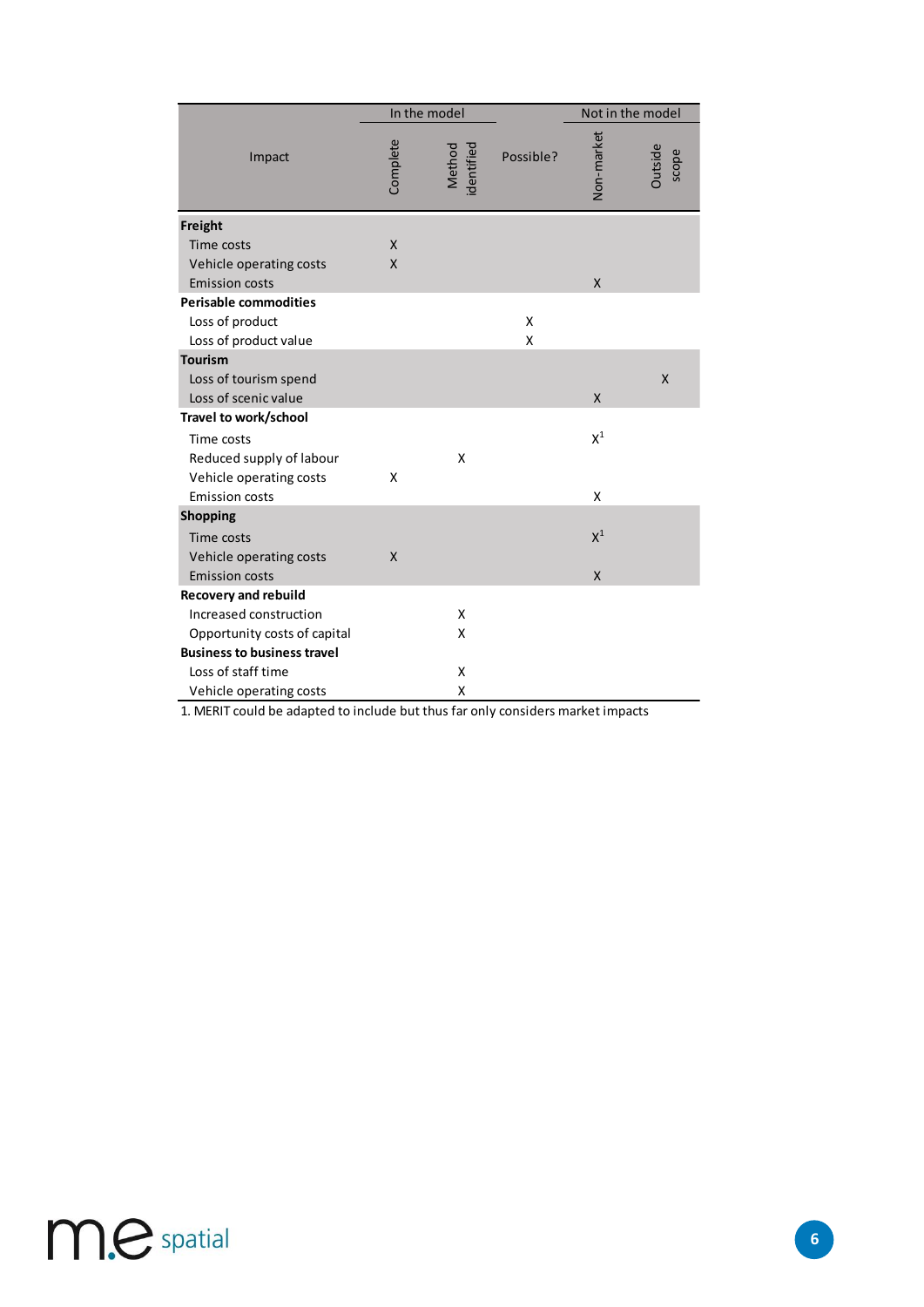| Impact | In the model | | Possible? | Not in the model | |
|---|---|---|---|---|---|
| | Complete | Method identified | | Non-market | Outside scope |
| **Freight** | | | | | |
| Time costs | X | | | | |
| Vehicle operating costs | X | | | | |
| Emission costs | | | | X | |
| **Perisable commodities** | | | | | |
| Loss of product | | | X | | |
| Loss of product value | | | X | | |
| **Tourism** | | | | | |
| Loss of tourism spend | | | | | X |
| Loss of scenic value | | | | X | |
| **Travel to work/school** | | | | | |
| Time costs | | | | X[1] | |
| Reduced supply of labour | | X | | | |
| Vehicle operating costs | X | | | | |
| Emission costs | | | | X | |
| **Shopping** | | | | | |
| Time costs | | | | X[1] | |
| Vehicle operating costs | X | | | | |
| Emission costs | | | | X | |
| **Recovery and rebuild** | | | | | |
| Increased construction | | X | | | |
| Opportunity costs of capital | | X | | | |
| **Business to business travel** | | | | | |
| Loss of staff time | | X | | | |
| Vehicle operating costs | | X | | | |

1. MERIT could be adapted to include but thus far only considers market impacts